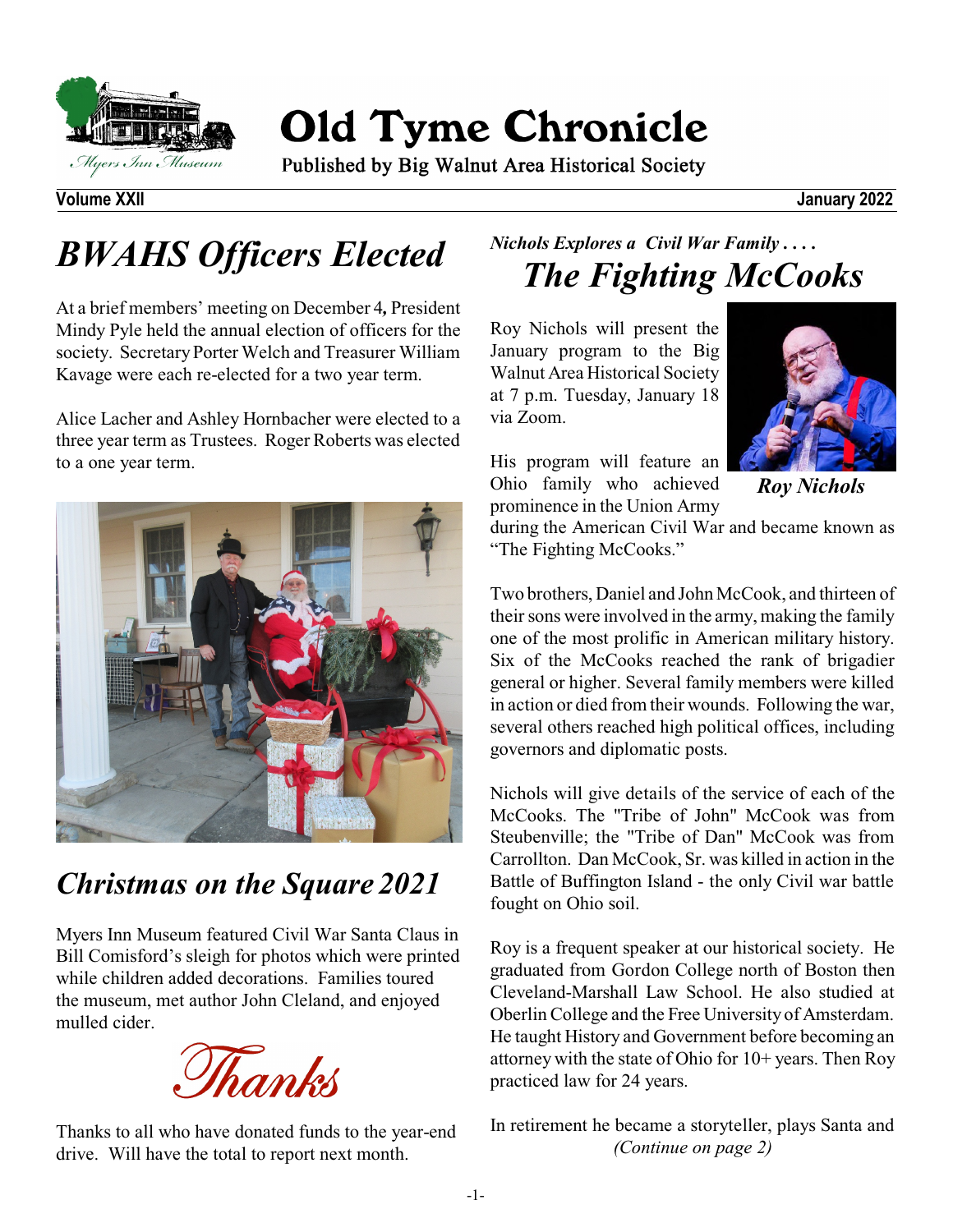# Old Tyme Chronicle

Published by Big Walnut Area Historical Society

Myers Inn Museum

**Volume XXII** **January 2022**

## *BWAHS Officers Elected*

At a brief members' meeting on December 4, President Mindy Pyle held the annual election of officers for the society. Secretary Porter Welch and Treasurer William Kavage were each re-elected for a two year term.

Alice Lacher and Ashley Hornbacher were elected to a three year term as Trustees. Roger Roberts was elected to a one year term.

## *Christmas on the Square 2021*

Myers Inn Museum featured Civil War Santa Claus in Bill Comisford's sleigh for photos which were printed while children added decorations. Families toured the museum, met author John Cleland, and enjoyed mulled cider.

*Thanks*

Thanks to all who have donated funds to the year-end drive. Will have the total to report next month.

*Nichols Explores a Civil War Family . . . .*

## *The Fighting McCooks*

Roy Nichols will present the January program to the Big Walnut Area Historical Society at 7 p.m. Tuesday, January 18 via Zoom.

*Roy Nichols*

His program will feature an Ohio family who achieved prominence in the Union Army during the American Civil War and became known as "The Fighting McCooks."

Two brothers, Daniel and John McCook, and thirteen of their sons were involved in the army, making the family one of the most prolific in American military history. Six of the McCooks reached the rank of brigadier general or higher. Several family members were killed in action or died from their wounds. Following the war, several others reached high political offices, including governors and diplomatic posts.

Nichols will give details of the service of each of the McCooks. The "Tribe of John" McCook was from Steubenville; the "Tribe of Dan" McCook was from Carrollton. Dan McCook, Sr. was killed in action in the Battle of Buffington Island - the only Civil war battle fought on Ohio soil.

Roy is a frequent speaker at our historical society. He graduated from Gordon College north of Boston then Cleveland-Marshall Law School. He also studied at Oberlin College and the Free University of Amsterdam. He taught History and Government before becoming an attorney with the state of Ohio for 10+ years. Then Roy practiced law for 24 years.

In retirement he became a storyteller, plays Santa and

*(Continue on page 2)*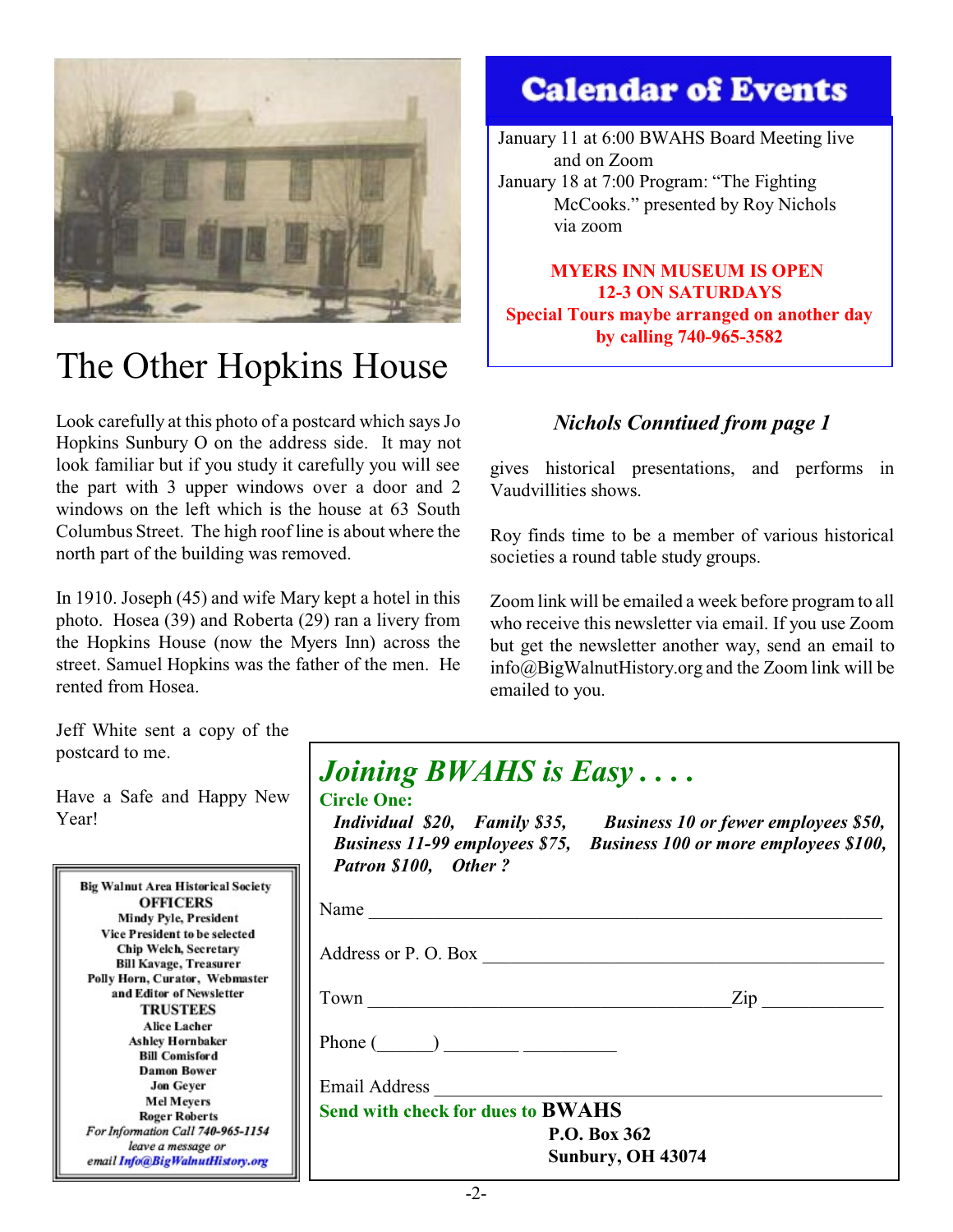# The Other Hopkins House

Look carefully at this photo of a postcard which says Jo Hopkins Sunbury O on the address side. It may not look familiar but if you study it carefully you will see the part with 3 upper windows over a door and 2 windows on the left which is the house at 63 South Columbus Street. The high roof line is about where the north part of the building was removed.

In 1910. Joseph (45) and wife Mary kept a hotel in this photo. Hosea (39) and Roberta (29) ran a livery from the Hopkins House (now the Myers Inn) across the street. Samuel Hopkins was the father of the men. He rented from Hosea.

Jeff White sent a copy of the postcard to me.

Have a Safe and Happy New Year!

## Calendar of Events

January 11 at 6:00 BWAHS Board Meeting live and on Zoom

January 18 at 7:00 Program: "The Fighting McCooks." presented by Roy Nichols via zoom

**MYERS INN MUSEUM IS OPEN**
**12-3 ON SATURDAYS**
**Special Tours maybe arranged on another day by calling 740-965-3582**

### *Nichols Conntiued from page 1*

gives historical presentations, and performs in Vaudvillities shows.

Roy finds time to be a member of various historical societies a round table study groups.

Zoom link will be emailed a week before program to all who receive this newsletter via email. If you use Zoom but get the newsletter another way, send an email to info@BigWalnutHistory.org and the Zoom link will be emailed to you.

**Big Walnut Area Historical Society**
**OFFICERS**
Mindy Pyle, President
Vice President to be selected
Chip Welch, Secretary
Bill Kavage, Treasurer
Polly Horn, Curator, Webmaster and Editor of Newsletter
**TRUSTEES**
Alice Lacher
Ashley Hornbaker
Bill Comisford
Damon Bower
Jon Geyer
Mel Meyers
Roger Roberts
*For Information Call 740-965-1154 leave a message or email Info@BigWalnutHistory.org*

## *Joining BWAHS is Easy . . . .*

**Circle One:**

***Individual $20, Family $35, Business 10 or fewer employees $50, Business 11-99 employees $75, Business 100 or more employees $100, Patron $100, Other ?***

Name ______________________________

Address or P. O. Box ______________________________

Town ______________________________ Zip ____________

Phone (______) ________ __________

Email Address ______________________________

**Send with check for dues to BWAHS**
**P.O. Box 362**
**Sunbury, OH 43074**